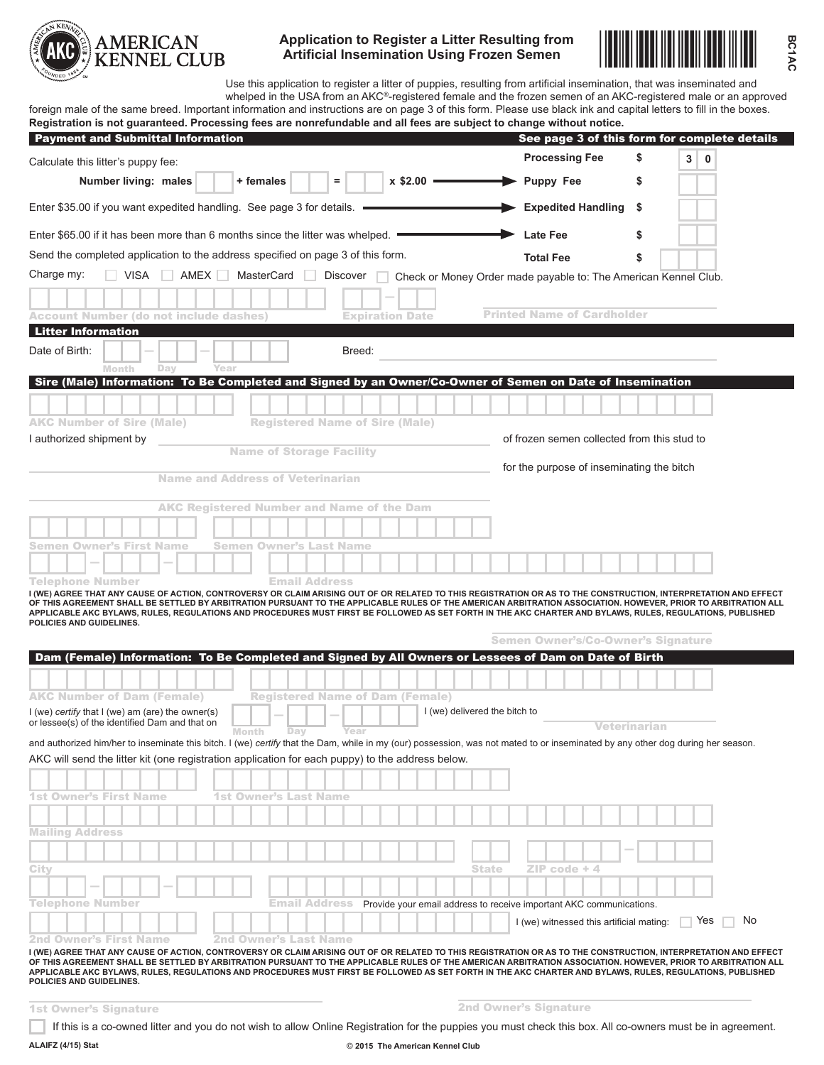AMERICAN KENNEL CLUB

# Application to Register a Litter Resulting from Artificial Insemination Using Frozen Semen

BC1AC

Use this application to register a litter of puppies, resulting from artificial insemination, that was inseminated and whelped in the USA from an AKC®-registered female and the frozen semen of an AKC-registered male or an approved foreign male of the same breed. Important information and instructions are on page 3 of this form. Please use black ink and capital letters to fill in the boxes. **Registration is not guaranteed. Processing fees are nonrefundable and all fees are subject to change without notice.**

## Payment and Submittal Information

**See page 3 of this form for complete details**

Calculate this litter's puppy fee: — **Processing Fee** $ 30

**Number living: males** ____ **+ females** ____ **=** ____ **x $2.00** → **Puppy Fee** $ ____

Enter $35.00 if you want expedited handling. See page 3 for details. → **Expedited Handling** $ ____

Enter $65.00 if it has been more than 6 months since the litter was whelped. → **Late Fee** $ ____

Send the completed application to the address specified on page 3 of this form. — **Total Fee** $ ____

Charge my: ☐ VISA ☐ AMEX ☐ MasterCard ☐ Discover ☐ Check or Money Order made payable to: The American Kennel Club.

Account Number (do not include dashes) ____ Expiration Date ____ Printed Name of Cardholder ____

## Litter Information

Date of Birth: ____ – ____ – ____ (Month, Day, Year) Breed: ____

## Sire (Male) Information: To Be Completed and Signed by an Owner/Co-Owner of Semen on Date of Insemination

AKC Number of Sire (Male) ____ Registered Name of Sire (Male) ____

I authorized shipment by ____ (Name of Storage Facility) of frozen semen collected from this stud to

____ (Name and Address of Veterinarian) for the purpose of inseminating the bitch

____ (AKC Registered Number and Name of the Dam)

Semen Owner's First Name ____ Semen Owner's Last Name ____

Telephone Number ____ – ____ – ____ Email Address ____

I (WE) AGREE THAT ANY CAUSE OF ACTION, CONTROVERSY OR CLAIM ARISING OUT OF OR RELATED TO THIS REGISTRATION OR AS TO THE CONSTRUCTION, INTERPRETATION AND EFFECT OF THIS AGREEMENT SHALL BE SETTLED BY ARBITRATION PURSUANT TO THE APPLICABLE RULES OF THE AMERICAN ARBITRATION ASSOCIATION. HOWEVER, PRIOR TO ARBITRATION ALL APPLICABLE AKC BYLAWS, RULES, REGULATIONS AND PROCEDURES MUST FIRST BE FOLLOWED AS SET FORTH IN THE AKC CHARTER AND BYLAWS, RULES, REGULATIONS, PUBLISHED POLICIES AND GUIDELINES.

____ Semen Owner's/Co-Owner's Signature

## Dam (Female) Information: To Be Completed and Signed by All Owners or Lessees of Dam on Date of Birth

AKC Number of Dam (Female) ____ Registered Name of Dam (Female) ____

I (we) *certify* that I (we) am (are) the owner(s) or lessee(s) of the identified Dam and that on ____ – ____ – ____ (Month, Day, Year) I (we) delivered the bitch to ____ (Veterinarian)

and authorized him/her to inseminate this bitch. I (we) *certify* that the Dam, while in my (our) possession, was not mated to or inseminated by any other dog during her season.

AKC will send the litter kit (one registration application for each puppy) to the address below.

1st Owner's First Name ____ 1st Owner's Last Name ____

Mailing Address ____

City ____ State ____ ZIP code + 4 ____ – ____

Telephone Number ____ – ____ – ____ Email Address ____ Provide your email address to receive important AKC communications.

2nd Owner's First Name ____ 2nd Owner's Last Name ____ I (we) witnessed this artificial mating: ☐ Yes ☐ No

I (WE) AGREE THAT ANY CAUSE OF ACTION, CONTROVERSY OR CLAIM ARISING OUT OF OR RELATED TO THIS REGISTRATION OR AS TO THE CONSTRUCTION, INTERPRETATION AND EFFECT OF THIS AGREEMENT SHALL BE SETTLED BY ARBITRATION PURSUANT TO THE APPLICABLE RULES OF THE AMERICAN ARBITRATION ASSOCIATION. HOWEVER, PRIOR TO ARBITRATION ALL APPLICABLE AKC BYLAWS, RULES, REGULATIONS AND PROCEDURES MUST FIRST BE FOLLOWED AS SET FORTH IN THE AKC CHARTER AND BYLAWS, RULES, REGULATIONS, PUBLISHED POLICIES AND GUIDELINES.

____ 1st Owner's Signature ____ 2nd Owner's Signature

☐ If this is a co-owned litter and you do not wish to allow Online Registration for the puppies you must check this box. All co-owners must be in agreement.

ALAIFZ (4/15) Stat © 2015 The American Kennel Club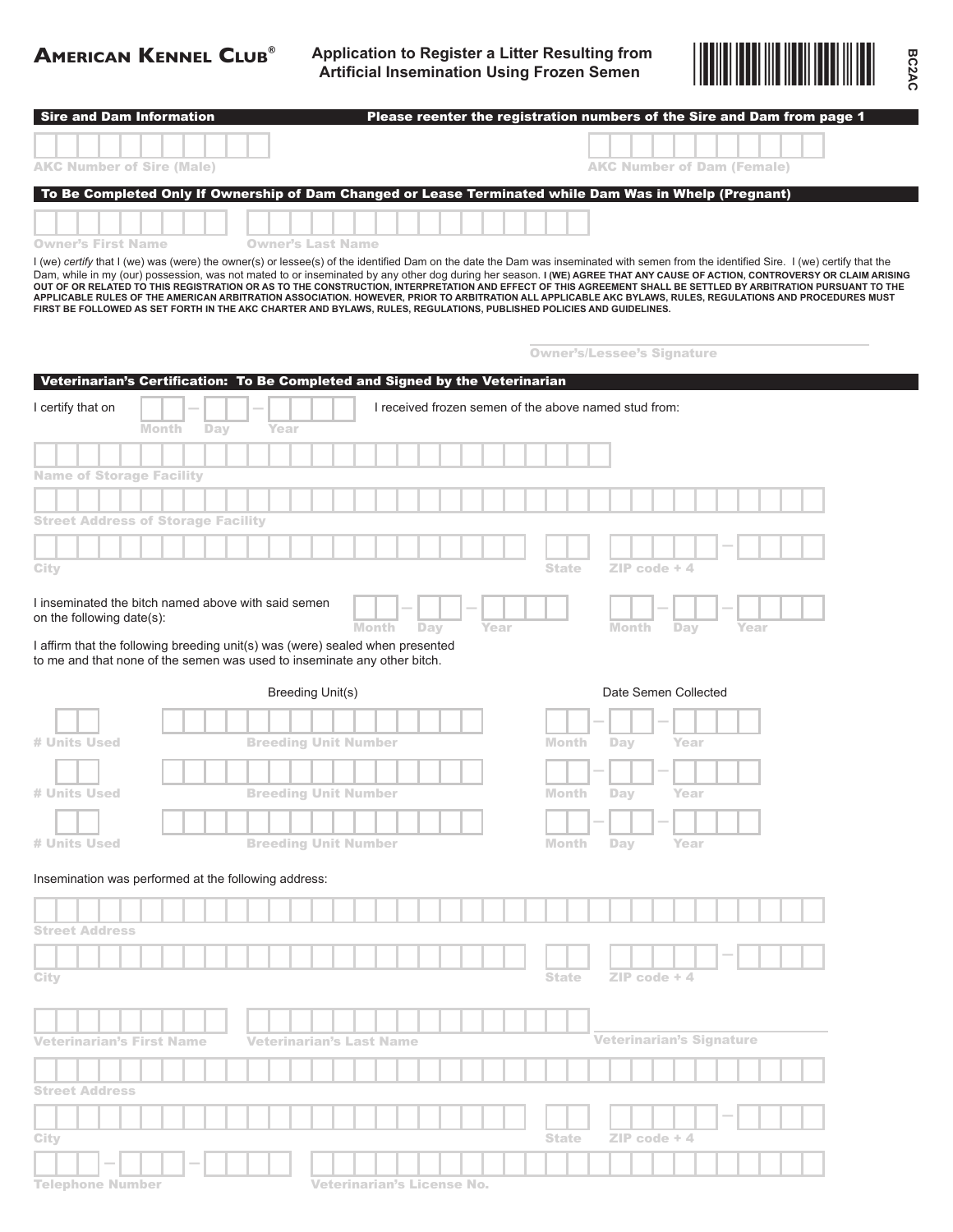**AMERICAN KENNEL CLUB®**

## Application to Register a Litter Resulting from Artificial Insemination Using Frozen Semen

BC2AC

### Sire and Dam Information

**Please reenter the registration numbers of the Sire and Dam from page 1**

AKC Number of Sire (Male)

AKC Number of Dam (Female)

### To Be Completed Only If Ownership of Dam Changed or Lease Terminated while Dam Was in Whelp (Pregnant)

Owner's First Name

Owner's Last Name

I (we) *certify* that I (we) was (were) the owner(s) or lessee(s) of the identified Dam on the date the Dam was inseminated with semen from the identified Sire. I (we) certify that the Dam, while in my (our) possession, was not mated to or inseminated by any other dog during her season. **I (WE) AGREE THAT ANY CAUSE OF ACTION, CONTROVERSY OR CLAIM ARISING OUT OF OR RELATED TO THIS REGISTRATION OR AS TO THE CONSTRUCTION, INTERPRETATION AND EFFECT OF THIS AGREEMENT SHALL BE SETTLED BY ARBITRATION PURSUANT TO THE APPLICABLE RULES OF THE AMERICAN ARBITRATION ASSOCIATION. HOWEVER, PRIOR TO ARBITRATION ALL APPLICABLE AKC BYLAWS, RULES, REGULATIONS AND PROCEDURES MUST FIRST BE FOLLOWED AS SET FORTH IN THE AKC CHARTER AND BYLAWS, RULES, REGULATIONS, PUBLISHED POLICIES AND GUIDELINES.**

Owner's/Lessee's Signature

### Veterinarian's Certification: To Be Completed and Signed by the Veterinarian

I certify that on Month – Day – Year I received frozen semen of the above named stud from:

Name of Storage Facility

Street Address of Storage Facility

City | State | ZIP code + 4

I inseminated the bitch named above with said semen on the following date(s): Month – Day – Year | Month – Day – Year

I affirm that the following breeding unit(s) was (were) sealed when presented to me and that none of the semen was used to inseminate any other bitch.

| Breeding Unit(s) | | Date Semen Collected |
|---|---|---|
| # Units Used | Breeding Unit Number | Month – Day – Year |
| # Units Used | Breeding Unit Number | Month – Day – Year |
| # Units Used | Breeding Unit Number | Month – Day – Year |

Insemination was performed at the following address:

Street Address

City | State | ZIP code + 4

Veterinarian's First Name | Veterinarian's Last Name

Veterinarian's Signature

Street Address

City | State | ZIP code + 4

Telephone Number | Veterinarian's License No.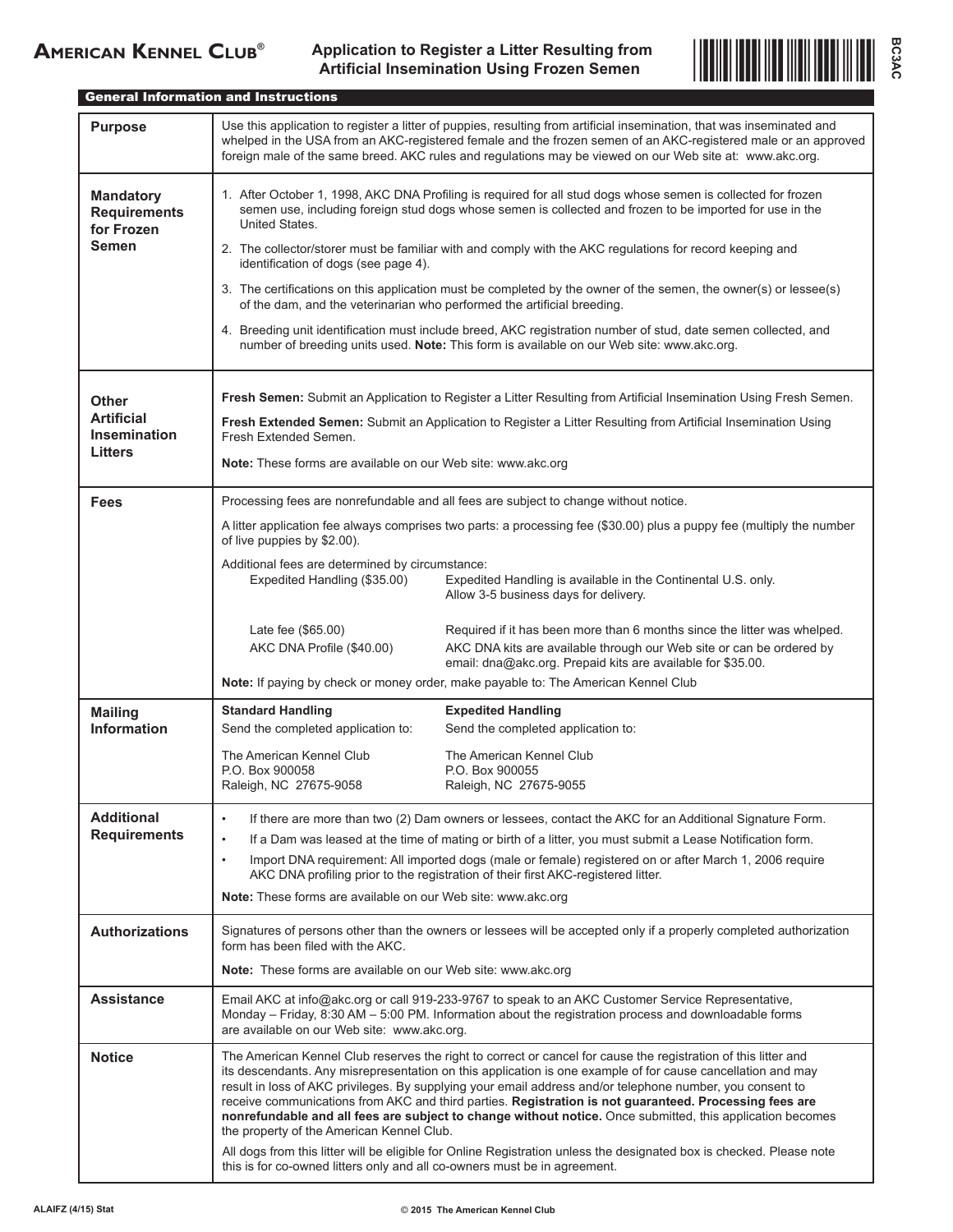**AMERICAN KENNEL CLUB®**

# Application to Register a Litter Resulting from Artificial Insemination Using Frozen Semen

BC3AC

## General Information and Instructions

| | |
|---|---|
| **Purpose** | Use this application to register a litter of puppies, resulting from artificial insemination, that was inseminated and whelped in the USA from an AKC-registered female and the frozen semen of an AKC-registered male or an approved foreign male of the same breed. AKC rules and regulations may be viewed on our Web site at: www.akc.org. |
| **Mandatory Requirements for Frozen Semen** | 1. After October 1, 1998, AKC DNA Profiling is required for all stud dogs whose semen is collected for frozen semen use, including foreign stud dogs whose semen is collected and frozen to be imported for use in the United States.<br>2. The collector/storer must be familiar with and comply with the AKC regulations for record keeping and identification of dogs (see page 4).<br>3. The certifications on this application must be completed by the owner of the semen, the owner(s) or lessee(s) of the dam, and the veterinarian who performed the artificial breeding.<br>4. Breeding unit identification must include breed, AKC registration number of stud, date semen collected, and number of breeding units used. **Note:** This form is available on our Web site: www.akc.org. |
| **Other Artificial Insemination Litters** | **Fresh Semen:** Submit an Application to Register a Litter Resulting from Artificial Insemination Using Fresh Semen.<br>**Fresh Extended Semen:** Submit an Application to Register a Litter Resulting from Artificial Insemination Using Fresh Extended Semen.<br>**Note:** These forms are available on our Web site: www.akc.org |
| **Fees** | Processing fees are nonrefundable and all fees are subject to change without notice.<br>A litter application fee always comprises two parts: a processing fee ($30.00) plus a puppy fee (multiply the number of live puppies by $2.00).<br>Additional fees are determined by circumstance:<br>Expedited Handling ($35.00) — Expedited Handling is available in the Continental U.S. only. Allow 3-5 business days for delivery.<br>Late fee ($65.00) — Required if it has been more than 6 months since the litter was whelped.<br>AKC DNA Profile ($40.00) — AKC DNA kits are available through our Web site or can be ordered by email: dna@akc.org. Prepaid kits are available for $35.00.<br>**Note:** If paying by check or money order, make payable to: The American Kennel Club |
| **Mailing Information** | **Standard Handling**<br>Send the completed application to:<br>The American Kennel Club<br>P.O. Box 900058<br>Raleigh, NC 27675-9058<br><br>**Expedited Handling**<br>Send the completed application to:<br>The American Kennel Club<br>P.O. Box 900055<br>Raleigh, NC 27675-9055 |
| **Additional Requirements** | • If there are more than two (2) Dam owners or lessees, contact the AKC for an Additional Signature Form.<br>• If a Dam was leased at the time of mating or birth of a litter, you must submit a Lease Notification form.<br>• Import DNA requirement: All imported dogs (male or female) registered on or after March 1, 2006 require AKC DNA profiling prior to the registration of their first AKC-registered litter.<br>**Note:** These forms are available on our Web site: www.akc.org |
| **Authorizations** | Signatures of persons other than the owners or lessees will be accepted only if a properly completed authorization form has been filed with the AKC.<br>**Note:** These forms are available on our Web site: www.akc.org |
| **Assistance** | Email AKC at info@akc.org or call 919-233-9767 to speak to an AKC Customer Service Representative, Monday – Friday, 8:30 AM – 5:00 PM. Information about the registration process and downloadable forms are available on our Web site: www.akc.org. |
| **Notice** | The American Kennel Club reserves the right to correct or cancel for cause the registration of this litter and its descendants. Any misrepresentation on this application is one example of for cause cancellation and may result in loss of AKC privileges. By supplying your email address and/or telephone number, you consent to receive communications from AKC and third parties. **Registration is not guaranteed. Processing fees are nonrefundable and all fees are subject to change without notice.** Once submitted, this application becomes the property of the American Kennel Club.<br>All dogs from this litter will be eligible for Online Registration unless the designated box is checked. Please note this is for co-owned litters only and all co-owners must be in agreement. |

ALAIFZ (4/15) Stat

© 2015 The American Kennel Club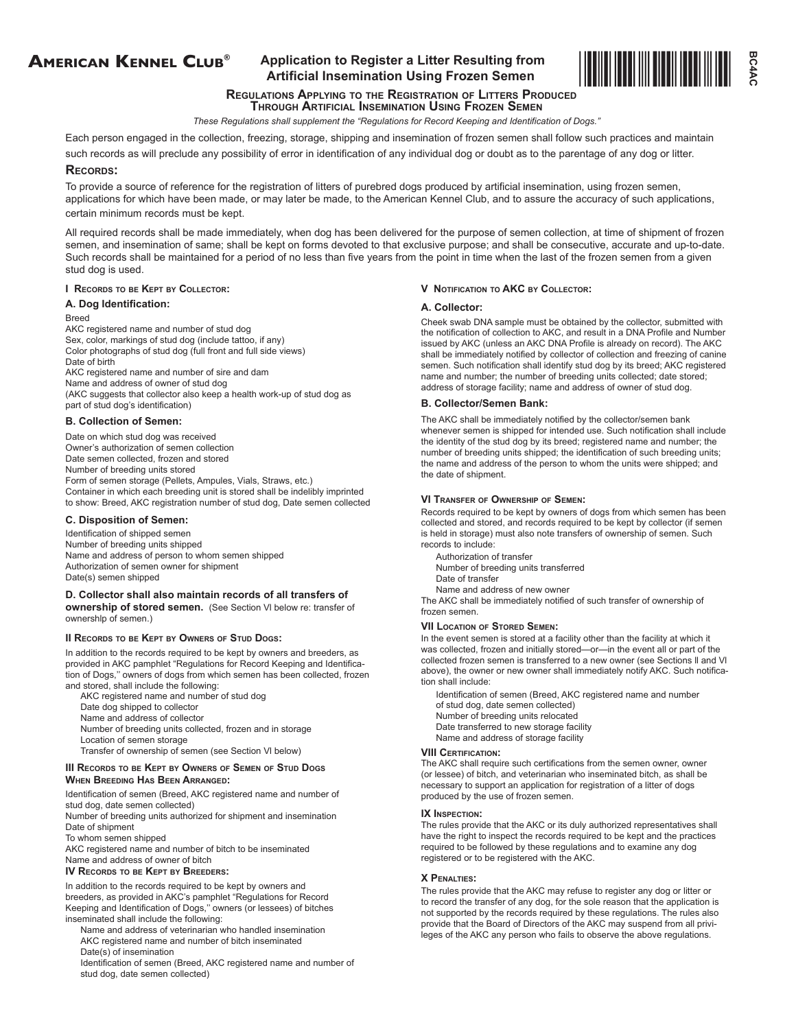# AMERICAN KENNEL CLUB®

## Application to Register a Litter Resulting from Artificial Insemination Using Frozen Semen

BC4AC

## REGULATIONS APPLYING TO THE REGISTRATION OF LITTERS PRODUCED THROUGH ARTIFICIAL INSEMINATION USING FROZEN SEMEN

*These Regulations shall supplement the "Regulations for Record Keeping and Identification of Dogs."*

Each person engaged in the collection, freezing, storage, shipping and insemination of frozen semen shall follow such practices and maintain such records as will preclude any possibility of error in identification of any individual dog or doubt as to the parentage of any dog or litter.

## RECORDS:

To provide a source of reference for the registration of litters of purebred dogs produced by artificial insemination, using frozen semen, applications for which have been made, or may later be made, to the American Kennel Club, and to assure the accuracy of such applications, certain minimum records must be kept.

All required records shall be made immediately, when dog has been delivered for the purpose of semen collection, at time of shipment of frozen semen, and insemination of same; shall be kept on forms devoted to that exclusive purpose; and shall be consecutive, accurate and up-to-date. Such records shall be maintained for a period of no less than five years from the point in time when the last of the frozen semen from a given stud dog is used.

### I RECORDS TO BE KEPT BY COLLECTOR:

#### A. Dog Identification:

Breed
AKC registered name and number of stud dog
Sex, color, markings of stud dog (include tattoo, if any)
Color photographs of stud dog (full front and full side views)
Date of birth
AKC registered name and number of sire and dam
Name and address of owner of stud dog
(AKC suggests that collector also keep a health work-up of stud dog as part of stud dog's identification)

#### B. Collection of Semen:

Date on which stud dog was received
Owner's authorization of semen collection
Date semen collected, frozen and stored
Number of breeding units stored
Form of semen storage (Pellets, Ampules, Vials, Straws, etc.)
Container in which each breeding unit is stored shall be indelibly imprinted to show: Breed, AKC registration number of stud dog, Date semen collected

#### C. Disposition of Semen:

Identification of shipped semen
Number of breeding units shipped
Name and address of person to whom semen shipped
Authorization of semen owner for shipment
Date(s) semen shipped

#### D. Collector shall also maintain records of all transfers of ownership of stored semen.

(See Section VI below re: transfer of ownershlp of semen.)

### II RECORDS TO BE KEPT BY OWNERS OF STUD DOGS:

In addition to the records required to be kept by owners and breeders, as provided in AKC pamphlet "Regulations for Record Keeping and Identification of Dogs,'' owners of dogs from which semen has been collected, frozen and stored, shall include the following:

- AKC registered name and number of stud dog
- Date dog shipped to collector
- Name and address of collector
- Number of breeding units collected, frozen and in storage
- Location of semen storage
- Transfer of ownership of semen (see Section VI below)

### III RECORDS TO BE KEPT BY OWNERS OF SEMEN OF STUD DOGS WHEN BREEDING HAS BEEN ARRANGED:

Identification of semen (Breed, AKC registered name and number of stud dog, date semen collected)
Number of breeding units authorized for shipment and insemination
Date of shipment
To whom semen shipped
AKC registered name and number of bitch to be inseminated
Name and address of owner of bitch

### IV RECORDS TO BE KEPT BY BREEDERS:

In addition to the records required to be kept by owners and breeders, as provided in AKC's pamphlet "Regulations for Record Keeping and Identification of Dogs,'' owners (or lessees) of bitches inseminated shall include the following:

- Name and address of veterinarian who handled insemination
- AKC registered name and number of bitch inseminated
- Date(s) of insemination
- Identification of semen (Breed, AKC registered name and number of stud dog, date semen collected)

### V NOTIFICATION TO AKC BY COLLECTOR:

#### A. Collector:

Cheek swab DNA sample must be obtained by the collector, submitted with the notification of collection to AKC, and result in a DNA Profile and Number issued by AKC (unless an AKC DNA Profile is already on record). The AKC shall be immediately notified by collector of collection and freezing of canine semen. Such notification shall identify stud dog by its breed; AKC registered name and number; the number of breeding units collected; date stored; address of storage facility; name and address of owner of stud dog.

#### B. Collector/Semen Bank:

The AKC shall be immediately notified by the collector/semen bank whenever semen is shipped for intended use. Such notification shall include the identity of the stud dog by its breed; registered name and number; the number of breeding units shipped; the identification of such breeding units; the name and address of the person to whom the units were shipped; and the date of shipment.

### VI TRANSFER OF OWNERSHIP OF SEMEN:

Records required to be kept by owners of dogs from which semen has been collected and stored, and records required to be kept by collector (if semen is held in storage) must also note transfers of ownership of semen. Such records to include:

- Authorization of transfer
- Number of breeding units transferred
- Date of transfer
- Name and address of new owner

The AKC shall be immediately notified of such transfer of ownership of frozen semen.

### VII LOCATION OF STORED SEMEN:

In the event semen is stored at a facility other than the facility at which it was collected, frozen and initially stored—or—in the event all or part of the collected frozen semen is transferred to a new owner (see Sections ll and Vl above), the owner or new owner shall immediately notify AKC. Such notification shall include:

- Identification of semen (Breed, AKC registered name and number of stud dog, date semen collected)
- Number of breeding units relocated
- Date transferred to new storage facility
- Name and address of storage facility

### VIII CERTIFICATION:

The AKC shall require such certifications from the semen owner, owner (or lessee) of bitch, and veterinarian who inseminated bitch, as shall be necessary to support an application for registration of a litter of dogs produced by the use of frozen semen.

### IX INSPECTION:

The rules provide that the AKC or its duly authorized representatives shall have the right to inspect the records required to be kept and the practices required to be followed by these regulations and to examine any dog registered or to be registered with the AKC.

### X PENALTIES:

The rules provide that the AKC may refuse to register any dog or litter or to record the transfer of any dog, for the sole reason that the application is not supported by the records required by these regulations. The rules also provide that the Board of Directors of the AKC may suspend from all privileges of the AKC any person who fails to observe the above regulations.